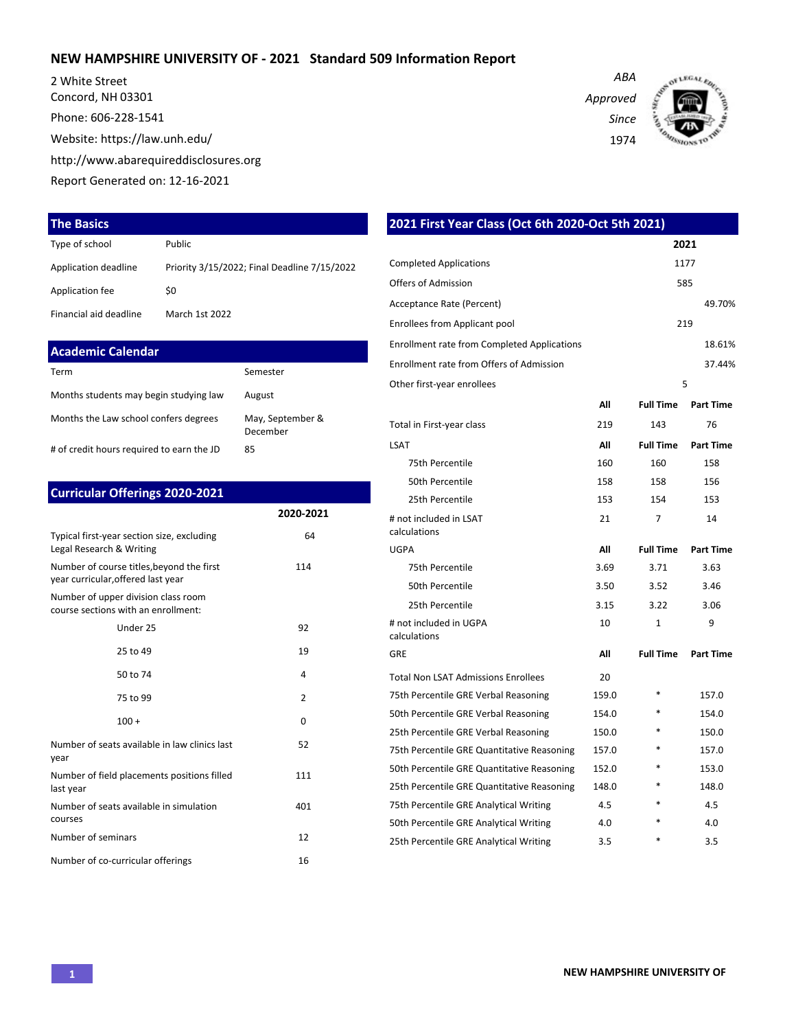# NEW HAMPSHIRE UNIVERSITY OF - 2021 Standard 509 Information Report

2 White Street
Concord, NH 03301
Phone: 606-228-1541
Website: https://law.unh.edu/
http://www.abarequireddisclosures.org
Report Generated on: 12-16-2021

*ABA Approved Since 1974*

## The Basics

| | |
|---|---|
| Type of school | Public |
| Application deadline | Priority 3/15/2022; Final Deadline 7/15/2022 |
| Application fee | $0 |
| Financial aid deadline | March 1st 2022 |

## Academic Calendar

| | |
|---|---|
| Term | Semester |
| Months students may begin studying law | August |
| Months the Law school confers degrees | May, September & December |
| # of credit hours required to earn the JD | 85 |

## Curricular Offerings 2020-2021

| | 2020-2021 |
|---|---|
| Typical first-year section size, excluding Legal Research & Writing | 64 |
| Number of course titles,beyond the first year curricular,offered last year | 114 |
| Number of upper division class room course sections with an enrollment: | |
| Under 25 | 92 |
| 25 to 49 | 19 |
| 50 to 74 | 4 |
| 75 to 99 | 2 |
| 100 + | 0 |
| Number of seats available in law clinics last year | 52 |
| Number of field placements positions filled last year | 111 |
| Number of seats available in simulation courses | 401 |
| Number of seminars | 12 |
| Number of co-curricular offerings | 16 |

## 2021 First Year Class (Oct 6th 2020-Oct 5th 2021)

| | 2021 |
|---|---|
| Completed Applications | 1177 |
| Offers of Admission | 585 |
| Acceptance Rate (Percent) | 49.70% |
| Enrollees from Applicant pool | 219 |
| Enrollment rate from Completed Applications | 18.61% |
| Enrollment rate from Offers of Admission | 37.44% |
| Other first-year enrollees | 5 |

| | All | Full Time | Part Time |
|---|---|---|---|
| Total in First-year class | 219 | 143 | 76 |
| **LSAT** | **All** | **Full Time** | **Part Time** |
| 75th Percentile | 160 | 160 | 158 |
| 50th Percentile | 158 | 158 | 156 |
| 25th Percentile | 153 | 154 | 153 |
| # not included in LSAT calculations | 21 | 7 | 14 |
| **UGPA** | **All** | **Full Time** | **Part Time** |
| 75th Percentile | 3.69 | 3.71 | 3.63 |
| 50th Percentile | 3.50 | 3.52 | 3.46 |
| 25th Percentile | 3.15 | 3.22 | 3.06 |
| # not included in UGPA calculations | 10 | 1 | 9 |
| **GRE** | **All** | **Full Time** | **Part Time** |
| Total Non LSAT Admissions Enrollees | 20 | | |
| 75th Percentile GRE Verbal Reasoning | 159.0 | * | 157.0 |
| 50th Percentile GRE Verbal Reasoning | 154.0 | * | 154.0 |
| 25th Percentile GRE Verbal Reasoning | 150.0 | * | 150.0 |
| 75th Percentile GRE Quantitative Reasoning | 157.0 | * | 157.0 |
| 50th Percentile GRE Quantitative Reasoning | 152.0 | * | 153.0 |
| 25th Percentile GRE Quantitative Reasoning | 148.0 | * | 148.0 |
| 75th Percentile GRE Analytical Writing | 4.5 | * | 4.5 |
| 50th Percentile GRE Analytical Writing | 4.0 | * | 4.0 |
| 25th Percentile GRE Analytical Writing | 3.5 | * | 3.5 |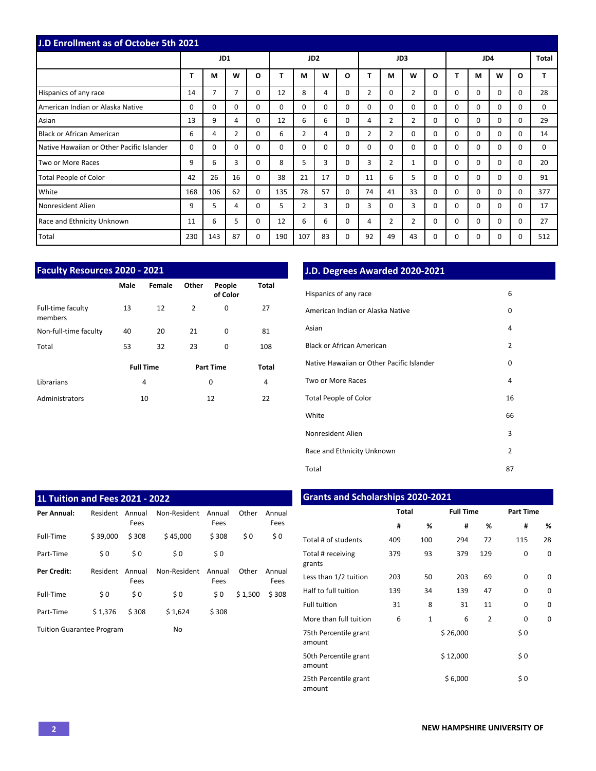## J.D Enrollment as of October 5th 2021

| | JD1 | | | | JD2 | | | | JD3 | | | | JD4 | | | | Total |
|---|---|---|---|---|---|---|---|---|---|---|---|---|---|---|---|---|---|
| | T | M | W | O | T | M | W | O | T | M | W | O | T | M | W | O | T |
| Hispanics of any race | 14 | 7 | 7 | 0 | 12 | 8 | 4 | 0 | 2 | 0 | 2 | 0 | 0 | 0 | 0 | 0 | 28 |
| American Indian or Alaska Native | 0 | 0 | 0 | 0 | 0 | 0 | 0 | 0 | 0 | 0 | 0 | 0 | 0 | 0 | 0 | 0 | 0 |
| Asian | 13 | 9 | 4 | 0 | 12 | 6 | 6 | 0 | 4 | 2 | 2 | 0 | 0 | 0 | 0 | 0 | 29 |
| Black or African American | 6 | 4 | 2 | 0 | 6 | 2 | 4 | 0 | 2 | 2 | 0 | 0 | 0 | 0 | 0 | 0 | 14 |
| Native Hawaiian or Other Pacific Islander | 0 | 0 | 0 | 0 | 0 | 0 | 0 | 0 | 0 | 0 | 0 | 0 | 0 | 0 | 0 | 0 | 0 |
| Two or More Races | 9 | 6 | 3 | 0 | 8 | 5 | 3 | 0 | 3 | 2 | 1 | 0 | 0 | 0 | 0 | 0 | 20 |
| Total People of Color | 42 | 26 | 16 | 0 | 38 | 21 | 17 | 0 | 11 | 6 | 5 | 0 | 0 | 0 | 0 | 0 | 91 |
| White | 168 | 106 | 62 | 0 | 135 | 78 | 57 | 0 | 74 | 41 | 33 | 0 | 0 | 0 | 0 | 0 | 377 |
| Nonresident Alien | 9 | 5 | 4 | 0 | 5 | 2 | 3 | 0 | 3 | 0 | 3 | 0 | 0 | 0 | 0 | 0 | 17 |
| Race and Ethnicity Unknown | 11 | 6 | 5 | 0 | 12 | 6 | 6 | 0 | 4 | 2 | 2 | 0 | 0 | 0 | 0 | 0 | 27 |
| Total | 230 | 143 | 87 | 0 | 190 | 107 | 83 | 0 | 92 | 49 | 43 | 0 | 0 | 0 | 0 | 0 | 512 |

## Faculty Resources 2020 - 2021

| | Male | Female | Other | People of Color | Total |
|---|---|---|---|---|---|
| Full-time faculty members | 13 | 12 | 2 | 0 | 27 |
| Non-full-time faculty | 40 | 20 | 21 | 0 | 81 |
| Total | 53 | 32 | 23 | 0 | 108 |

| | Full Time | Part Time | Total |
|---|---|---|---|
| Librarians | 4 | 0 | 4 |
| Administrators | 10 | 12 | 22 |

## J.D. Degrees Awarded 2020-2021

| | |
|---|---|
| Hispanics of any race | 6 |
| American Indian or Alaska Native | 0 |
| Asian | 4 |
| Black or African American | 2 |
| Native Hawaiian or Other Pacific Islander | 0 |
| Two or More Races | 4 |
| Total People of Color | 16 |
| White | 66 |
| Nonresident Alien | 3 |
| Race and Ethnicity Unknown | 2 |
| Total | 87 |

## 1L Tuition and Fees 2021 - 2022

| **Per Annual:** | Resident | Annual Fees | Non-Resident | Annual Fees | Other | Annual Fees |
|---|---|---|---|---|---|---|
| Full-Time | $ 39,000 | $ 308 | $ 45,000 | $ 308 | $ 0 | $ 0 |
| Part-Time | $ 0 | $ 0 | $ 0 | $ 0 | | |
| **Per Credit:** | Resident | Annual Fees | Non-Resident | Annual Fees | Other | Annual Fees |
| Full-Time | $ 0 | $ 0 | $ 0 | $ 0 | $ 1,500 | $ 308 |
| Part-Time | $ 1,376 | $ 308 | $ 1,624 | $ 308 | | |
| Tuition Guarantee Program | | | No | | | |

## Grants and Scholarships 2020-2021

| | Total | | Full Time | | Part Time | |
|---|---|---|---|---|---|---|
| | # | % | # | % | # | % |
| Total # of students | 409 | 100 | 294 | 72 | 115 | 28 |
| Total # receiving grants | 379 | 93 | 379 | 129 | 0 | 0 |
| Less than 1/2 tuition | 203 | 50 | 203 | 69 | 0 | 0 |
| Half to full tuition | 139 | 34 | 139 | 47 | 0 | 0 |
| Full tuition | 31 | 8 | 31 | 11 | 0 | 0 |
| More than full tuition | 6 | 1 | 6 | 2 | 0 | 0 |
| 75th Percentile grant amount | | | $ 26,000 | | $ 0 | |
| 50th Percentile grant amount | | | $ 12,000 | | $ 0 | |
| 25th Percentile grant amount | | | $ 6,000 | | $ 0 | |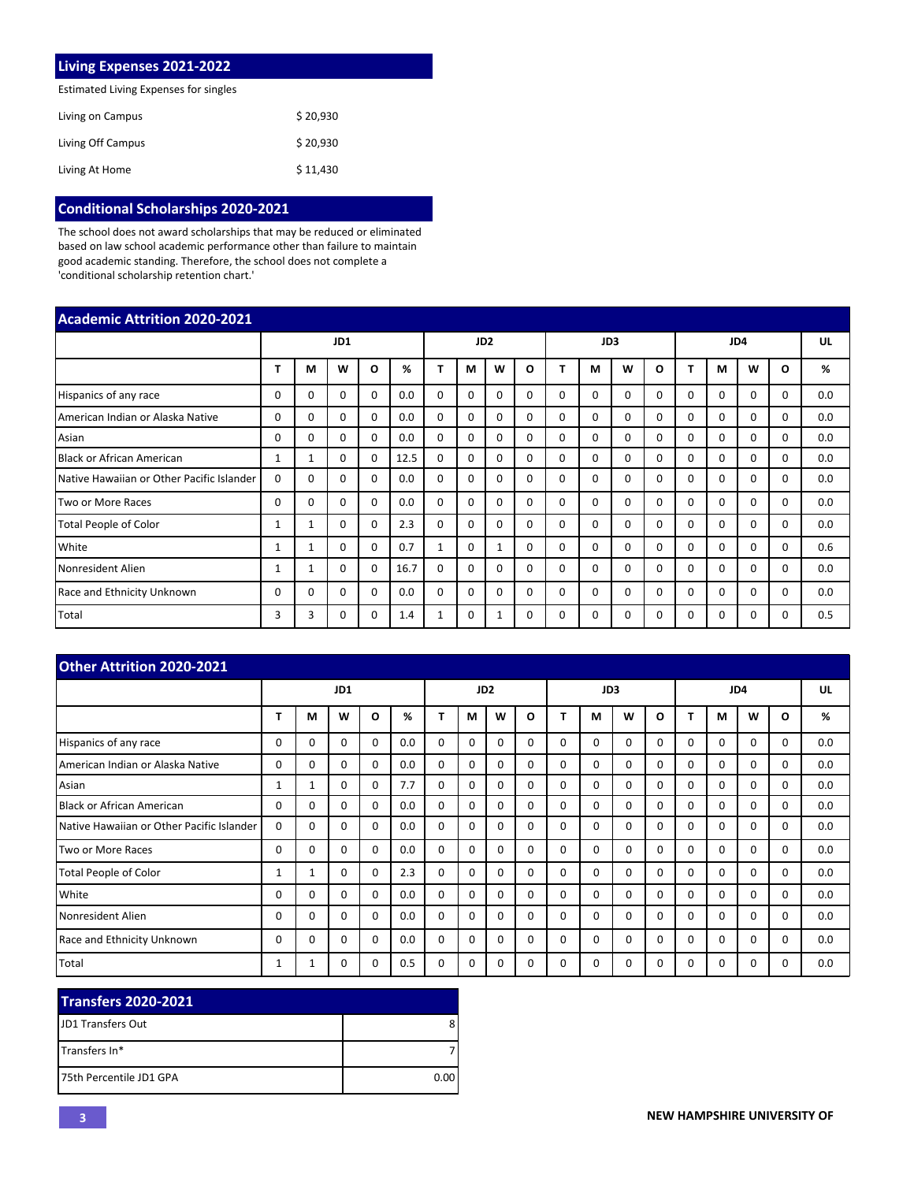## Living Expenses 2021-2022

Estimated Living Expenses for singles

| | |
|---|---|
| Living on Campus | $ 20,930 |
| Living Off Campus | $ 20,930 |
| Living At Home | $ 11,430 |

## Conditional Scholarships 2020-2021

The school does not award scholarships that may be reduced or eliminated based on law school academic performance other than failure to maintain good academic standing. Therefore, the school does not complete a 'conditional scholarship retention chart.'

## Academic Attrition 2020-2021

| | JD1 | | | | | JD2 | | | | JD3 | | | | JD4 | | | | UL |
|---|---|---|---|---|---|---|---|---|---|---|---|---|---|---|---|---|---|---|
| | T | M | W | O | % | T | M | W | O | T | M | W | O | T | M | W | O | % |
| Hispanics of any race | 0 | 0 | 0 | 0 | 0.0 | 0 | 0 | 0 | 0 | 0 | 0 | 0 | 0 | 0 | 0 | 0 | 0 | 0.0 |
| American Indian or Alaska Native | 0 | 0 | 0 | 0 | 0.0 | 0 | 0 | 0 | 0 | 0 | 0 | 0 | 0 | 0 | 0 | 0 | 0 | 0.0 |
| Asian | 0 | 0 | 0 | 0 | 0.0 | 0 | 0 | 0 | 0 | 0 | 0 | 0 | 0 | 0 | 0 | 0 | 0 | 0.0 |
| Black or African American | 1 | 1 | 0 | 0 | 12.5 | 0 | 0 | 0 | 0 | 0 | 0 | 0 | 0 | 0 | 0 | 0 | 0 | 0.0 |
| Native Hawaiian or Other Pacific Islander | 0 | 0 | 0 | 0 | 0.0 | 0 | 0 | 0 | 0 | 0 | 0 | 0 | 0 | 0 | 0 | 0 | 0 | 0.0 |
| Two or More Races | 0 | 0 | 0 | 0 | 0.0 | 0 | 0 | 0 | 0 | 0 | 0 | 0 | 0 | 0 | 0 | 0 | 0 | 0.0 |
| Total People of Color | 1 | 1 | 0 | 0 | 2.3 | 0 | 0 | 0 | 0 | 0 | 0 | 0 | 0 | 0 | 0 | 0 | 0 | 0.0 |
| White | 1 | 1 | 0 | 0 | 0.7 | 1 | 0 | 1 | 0 | 0 | 0 | 0 | 0 | 0 | 0 | 0 | 0 | 0.6 |
| Nonresident Alien | 1 | 1 | 0 | 0 | 16.7 | 0 | 0 | 0 | 0 | 0 | 0 | 0 | 0 | 0 | 0 | 0 | 0 | 0.0 |
| Race and Ethnicity Unknown | 0 | 0 | 0 | 0 | 0.0 | 0 | 0 | 0 | 0 | 0 | 0 | 0 | 0 | 0 | 0 | 0 | 0 | 0.0 |
| Total | 3 | 3 | 0 | 0 | 1.4 | 1 | 0 | 1 | 0 | 0 | 0 | 0 | 0 | 0 | 0 | 0 | 0 | 0.5 |

## Other Attrition 2020-2021

| | JD1 | | | | | JD2 | | | | JD3 | | | | JD4 | | | | UL |
|---|---|---|---|---|---|---|---|---|---|---|---|---|---|---|---|---|---|---|
| | T | M | W | O | % | T | M | W | O | T | M | W | O | T | M | W | O | % |
| Hispanics of any race | 0 | 0 | 0 | 0 | 0.0 | 0 | 0 | 0 | 0 | 0 | 0 | 0 | 0 | 0 | 0 | 0 | 0 | 0.0 |
| American Indian or Alaska Native | 0 | 0 | 0 | 0 | 0.0 | 0 | 0 | 0 | 0 | 0 | 0 | 0 | 0 | 0 | 0 | 0 | 0 | 0.0 |
| Asian | 1 | 1 | 0 | 0 | 7.7 | 0 | 0 | 0 | 0 | 0 | 0 | 0 | 0 | 0 | 0 | 0 | 0 | 0.0 |
| Black or African American | 0 | 0 | 0 | 0 | 0.0 | 0 | 0 | 0 | 0 | 0 | 0 | 0 | 0 | 0 | 0 | 0 | 0 | 0.0 |
| Native Hawaiian or Other Pacific Islander | 0 | 0 | 0 | 0 | 0.0 | 0 | 0 | 0 | 0 | 0 | 0 | 0 | 0 | 0 | 0 | 0 | 0 | 0.0 |
| Two or More Races | 0 | 0 | 0 | 0 | 0.0 | 0 | 0 | 0 | 0 | 0 | 0 | 0 | 0 | 0 | 0 | 0 | 0 | 0.0 |
| Total People of Color | 1 | 1 | 0 | 0 | 2.3 | 0 | 0 | 0 | 0 | 0 | 0 | 0 | 0 | 0 | 0 | 0 | 0 | 0.0 |
| White | 0 | 0 | 0 | 0 | 0.0 | 0 | 0 | 0 | 0 | 0 | 0 | 0 | 0 | 0 | 0 | 0 | 0 | 0.0 |
| Nonresident Alien | 0 | 0 | 0 | 0 | 0.0 | 0 | 0 | 0 | 0 | 0 | 0 | 0 | 0 | 0 | 0 | 0 | 0 | 0.0 |
| Race and Ethnicity Unknown | 0 | 0 | 0 | 0 | 0.0 | 0 | 0 | 0 | 0 | 0 | 0 | 0 | 0 | 0 | 0 | 0 | 0 | 0.0 |
| Total | 1 | 1 | 0 | 0 | 0.5 | 0 | 0 | 0 | 0 | 0 | 0 | 0 | 0 | 0 | 0 | 0 | 0 | 0.0 |

## Transfers 2020-2021

| | |
|---|---|
| JD1 Transfers Out | 8 |
| Transfers In* | 7 |
| 75th Percentile JD1 GPA | 0.00 |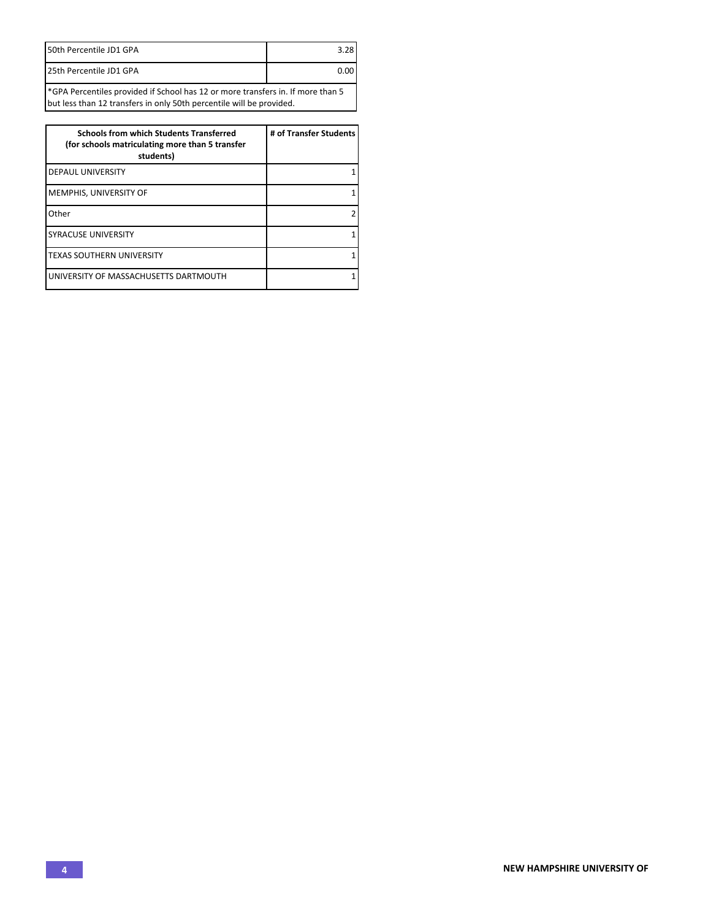| | |
|---|---|
| 50th Percentile JD1 GPA | 3.28 |
| 25th Percentile JD1 GPA | 0.00 |

*GPA Percentiles provided if School has 12 or more transfers in. If more than 5 but less than 12 transfers in only 50th percentile will be provided.

| Schools from which Students Transferred (for schools matriculating more than 5 transfer students) | # of Transfer Students |
|---|---|
| DEPAUL UNIVERSITY | 1 |
| MEMPHIS, UNIVERSITY OF | 1 |
| Other | 2 |
| SYRACUSE UNIVERSITY | 1 |
| TEXAS SOUTHERN UNIVERSITY | 1 |
| UNIVERSITY OF MASSACHUSETTS DARTMOUTH | 1 |